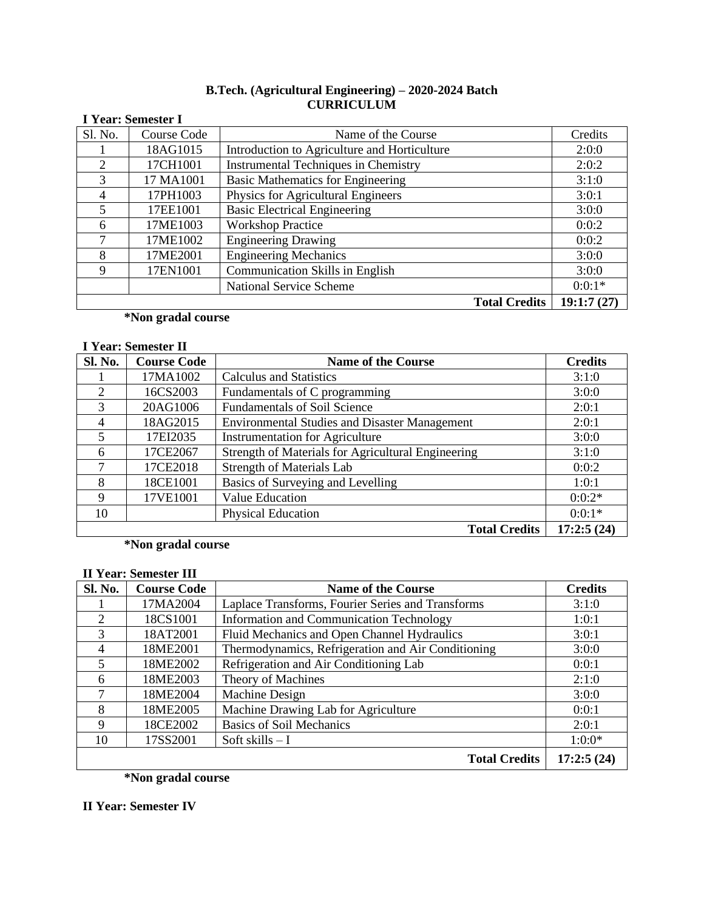# B.Tech. (Agricultural Engineering) – 2020-2024 Batch
## CURRICULUM

**I Year: Semester I**

| Sl. No. | Course Code | Name of the Course | Credits |
|---|---|---|---|
| 1 | 18AG1015 | Introduction to Agriculture and Horticulture | 2:0:0 |
| 2 | 17CH1001 | Instrumental Techniques in Chemistry | 2:0:2 |
| 3 | 17 MA1001 | Basic Mathematics for Engineering | 3:1:0 |
| 4 | 17PH1003 | Physics for Agricultural Engineers | 3:0:1 |
| 5 | 17EE1001 | Basic Electrical Engineering | 3:0:0 |
| 6 | 17ME1003 | Workshop Practice | 0:0:2 |
| 7 | 17ME1002 | Engineering Drawing | 0:0:2 |
| 8 | 17ME2001 | Engineering Mechanics | 3:0:0 |
| 9 | 17EN1001 | Communication Skills in English | 3:0:0 |
| | | National Service Scheme | 0:0:1* |
| | | **Total Credits** | **19:1:7 (27)** |

**\*Non gradal course**

**I Year: Semester II**

| Sl. No. | Course Code | Name of the Course | Credits |
|---|---|---|---|
| 1 | 17MA1002 | Calculus and Statistics | 3:1:0 |
| 2 | 16CS2003 | Fundamentals of C programming | 3:0:0 |
| 3 | 20AG1006 | Fundamentals of Soil Science | 2:0:1 |
| 4 | 18AG2015 | Environmental Studies and Disaster Management | 2:0:1 |
| 5 | 17EI2035 | Instrumentation for Agriculture | 3:0:0 |
| 6 | 17CE2067 | Strength of Materials for Agricultural Engineering | 3:1:0 |
| 7 | 17CE2018 | Strength of Materials Lab | 0:0:2 |
| 8 | 18CE1001 | Basics of Surveying and Levelling | 1:0:1 |
| 9 | 17VE1001 | Value Education | 0:0:2* |
| 10 | | Physical Education | 0:0:1* |
| | | **Total Credits** | **17:2:5 (24)** |

**\*Non gradal course**

**II Year: Semester III**

| Sl. No. | Course Code | Name of the Course | Credits |
|---|---|---|---|
| 1 | 17MA2004 | Laplace Transforms, Fourier Series and Transforms | 3:1:0 |
| 2 | 18CS1001 | Information and Communication Technology | 1:0:1 |
| 3 | 18AT2001 | Fluid Mechanics and Open Channel Hydraulics | 3:0:1 |
| 4 | 18ME2001 | Thermodynamics, Refrigeration and Air Conditioning | 3:0:0 |
| 5 | 18ME2002 | Refrigeration and Air Conditioning Lab | 0:0:1 |
| 6 | 18ME2003 | Theory of Machines | 2:1:0 |
| 7 | 18ME2004 | Machine Design | 3:0:0 |
| 8 | 18ME2005 | Machine Drawing Lab for Agriculture | 0:0:1 |
| 9 | 18CE2002 | Basics of Soil Mechanics | 2:0:1 |
| 10 | 17SS2001 | Soft skills – I | 1:0:0* |
| | | **Total Credits** | **17:2:5 (24)** |

**\*Non gradal course**

**II Year: Semester IV**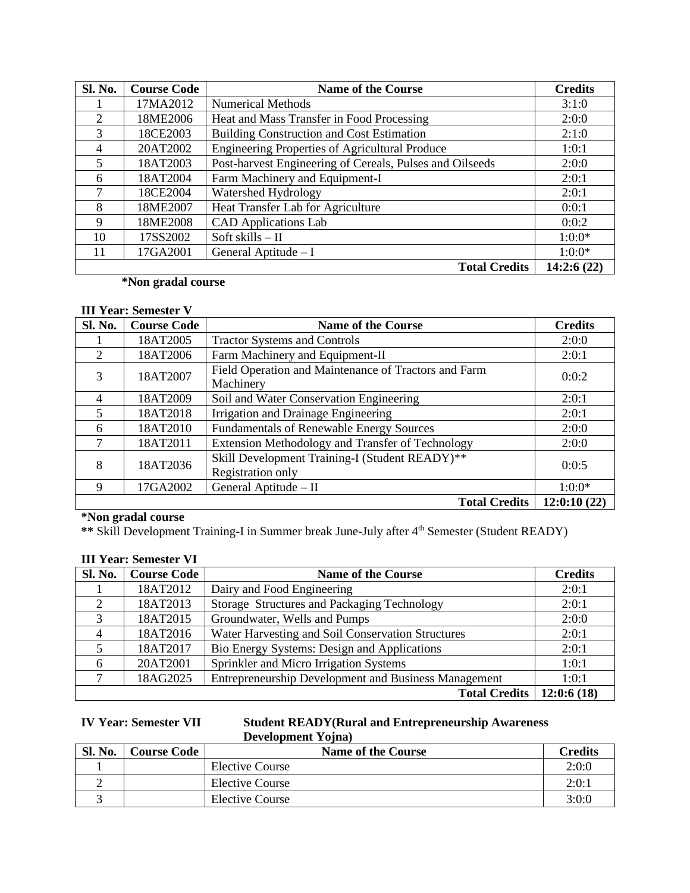| Sl. No. | Course Code | Name of the Course | Credits |
|---|---|---|---|
| 1 | 17MA2012 | Numerical Methods | 3:1:0 |
| 2 | 18ME2006 | Heat and Mass Transfer in Food Processing | 2:0:0 |
| 3 | 18CE2003 | Building Construction and Cost Estimation | 2:1:0 |
| 4 | 20AT2002 | Engineering Properties of Agricultural Produce | 1:0:1 |
| 5 | 18AT2003 | Post-harvest Engineering of Cereals, Pulses and Oilseeds | 2:0:0 |
| 6 | 18AT2004 | Farm Machinery and Equipment-I | 2:0:1 |
| 7 | 18CE2004 | Watershed Hydrology | 2:0:1 |
| 8 | 18ME2007 | Heat Transfer Lab for Agriculture | 0:0:1 |
| 9 | 18ME2008 | CAD Applications Lab | 0:0:2 |
| 10 | 17SS2002 | Soft skills – II | 1:0:0* |
| 11 | 17GA2001 | General Aptitude – I | 1:0:0* |
| | | **Total Credits** | **14:2:6 (22)** |

**\*Non gradal course**

**III Year: Semester V**

| Sl. No. | Course Code | Name of the Course | Credits |
|---|---|---|---|
| 1 | 18AT2005 | Tractor Systems and Controls | 2:0:0 |
| 2 | 18AT2006 | Farm Machinery and Equipment-II | 2:0:1 |
| 3 | 18AT2007 | Field Operation and Maintenance of Tractors and Farm Machinery | 0:0:2 |
| 4 | 18AT2009 | Soil and Water Conservation Engineering | 2:0:1 |
| 5 | 18AT2018 | Irrigation and Drainage Engineering | 2:0:1 |
| 6 | 18AT2010 | Fundamentals of Renewable Energy Sources | 2:0:0 |
| 7 | 18AT2011 | Extension Methodology and Transfer of Technology | 2:0:0 |
| 8 | 18AT2036 | Skill Development Training-I (Student READY)** Registration only | 0:0:5 |
| 9 | 17GA2002 | General Aptitude – II | 1:0:0* |
| | | **Total Credits** | **12:0:10 (22)** |

**\*Non gradal course**

**\*\*** Skill Development Training-I in Summer break June-July after 4th Semester (Student READY)

**III Year: Semester VI**

| Sl. No. | Course Code | Name of the Course | Credits |
|---|---|---|---|
| 1 | 18AT2012 | Dairy and Food Engineering | 2:0:1 |
| 2 | 18AT2013 | Storage Structures and Packaging Technology | 2:0:1 |
| 3 | 18AT2015 | Groundwater, Wells and Pumps | 2:0:0 |
| 4 | 18AT2016 | Water Harvesting and Soil Conservation Structures | 2:0:1 |
| 5 | 18AT2017 | Bio Energy Systems: Design and Applications | 2:0:1 |
| 6 | 20AT2001 | Sprinkler and Micro Irrigation Systems | 1:0:1 |
| 7 | 18AG2025 | Entrepreneurship Development and Business Management | 1:0:1 |
| | | **Total Credits** | **12:0:6 (18)** |

**IV Year: Semester VII** **Student READY(Rural and Entrepreneurship Awareness Development Yojna)**

| Sl. No. | Course Code | Name of the Course | Credits |
|---|---|---|---|
| 1 | | Elective Course | 2:0:0 |
| 2 | | Elective Course | 2:0:1 |
| 3 | | Elective Course | 3:0:0 |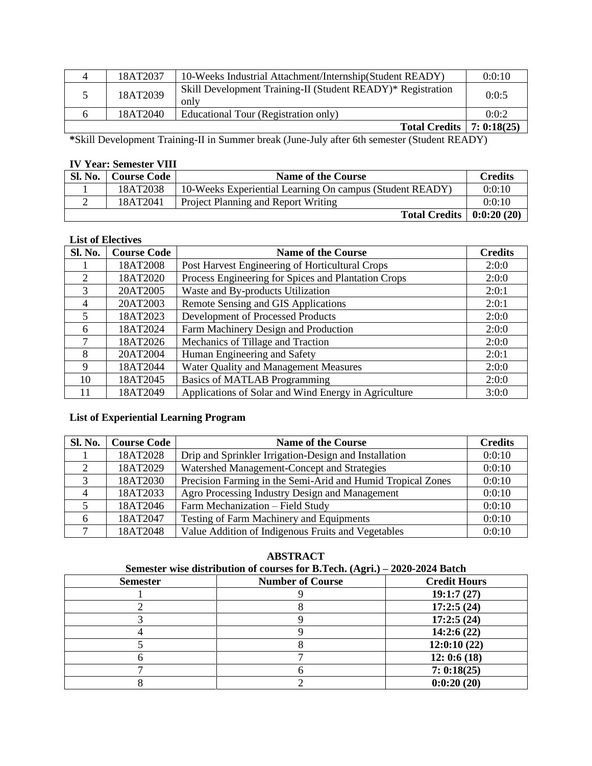| 4 | 18AT2037 | 10-Weeks Industrial Attachment/Internship(Student READY) | 0:0:10 |
|---|---|---|---|
| 5 | 18AT2039 | Skill Development Training-II (Student READY)* Registration only | 0:0:5 |
| 6 | 18AT2040 | Educational Tour (Registration only) | 0:0:2 |
| | | **Total Credits** | **7: 0:18(25)** |

***Skill Development Training-II in Summer break (June-July after 6th semester (Student READY)

**IV Year: Semester VIII**

| Sl. No. | Course Code | Name of the Course | Credits |
|---|---|---|---|
| 1 | 18AT2038 | 10-Weeks Experiential Learning On campus (Student READY) | 0:0:10 |
| 2 | 18AT2041 | Project Planning and Report Writing | 0:0:10 |
| | | **Total Credits** | **0:0:20 (20)** |

**List of Electives**

| Sl. No. | Course Code | Name of the Course | Credits |
|---|---|---|---|
| 1 | 18AT2008 | Post Harvest Engineering of Horticultural Crops | 2:0:0 |
| 2 | 18AT2020 | Process Engineering for Spices and Plantation Crops | 2:0:0 |
| 3 | 20AT2005 | Waste and By-products Utilization | 2:0:1 |
| 4 | 20AT2003 | Remote Sensing and GIS Applications | 2:0:1 |
| 5 | 18AT2023 | Development of Processed Products | 2:0:0 |
| 6 | 18AT2024 | Farm Machinery Design and Production | 2:0:0 |
| 7 | 18AT2026 | Mechanics of Tillage and Traction | 2:0:0 |
| 8 | 20AT2004 | Human Engineering and Safety | 2:0:1 |
| 9 | 18AT2044 | Water Quality and Management Measures | 2:0:0 |
| 10 | 18AT2045 | Basics of MATLAB Programming | 2:0:0 |
| 11 | 18AT2049 | Applications of Solar and Wind Energy in Agriculture | 3:0:0 |

**List of Experiential Learning Program**

| Sl. No. | Course Code | Name of the Course | Credits |
|---|---|---|---|
| 1 | 18AT2028 | Drip and Sprinkler Irrigation-Design and Installation | 0:0:10 |
| 2 | 18AT2029 | Watershed Management-Concept and Strategies | 0:0:10 |
| 3 | 18AT2030 | Precision Farming in the Semi-Arid and Humid Tropical Zones | 0:0:10 |
| 4 | 18AT2033 | Agro Processing Industry Design and Management | 0:0:10 |
| 5 | 18AT2046 | Farm Mechanization – Field Study | 0:0:10 |
| 6 | 18AT2047 | Testing of Farm Machinery and Equipments | 0:0:10 |
| 7 | 18AT2048 | Value Addition of Indigenous Fruits and Vegetables | 0:0:10 |

**ABSTRACT**

**Semester wise distribution of courses for B.Tech. (Agri.) – 2020-2024 Batch**

| Semester | Number of Course | Credit Hours |
|---|---|---|
| 1 | 9 | **19:1:7 (27)** |
| 2 | 8 | **17:2:5 (24)** |
| 3 | 9 | **17:2:5 (24)** |
| 4 | 9 | **14:2:6 (22)** |
| 5 | 8 | **12:0:10 (22)** |
| 6 | 7 | **12: 0:6 (18)** |
| 7 | 6 | **7: 0:18(25)** |
| 8 | 2 | **0:0:20 (20)** |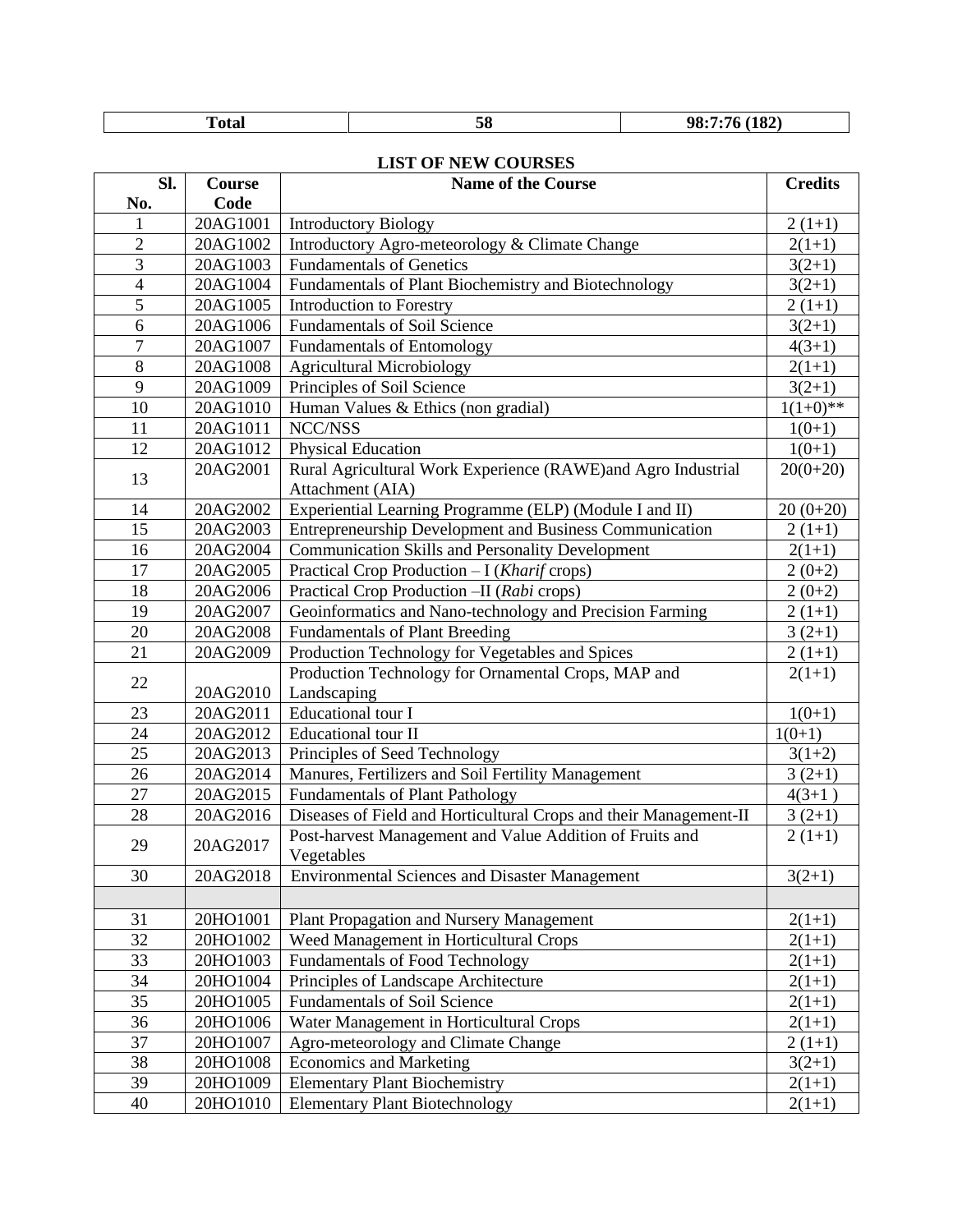| Total | 58 | 98:7:76 (182) |
|---|---|---|

**LIST OF NEW COURSES**

| Sl. No. | Course Code | Name of the Course | Credits |
|---|---|---|---|
| 1 | 20AG1001 | Introductory Biology | 2 (1+1) |
| 2 | 20AG1002 | Introductory Agro-meteorology & Climate Change | 2(1+1) |
| 3 | 20AG1003 | Fundamentals of Genetics | 3(2+1) |
| 4 | 20AG1004 | Fundamentals of Plant Biochemistry and Biotechnology | 3(2+1) |
| 5 | 20AG1005 | Introduction to Forestry | 2 (1+1) |
| 6 | 20AG1006 | Fundamentals of Soil Science | 3(2+1) |
| 7 | 20AG1007 | Fundamentals of Entomology | 4(3+1) |
| 8 | 20AG1008 | Agricultural Microbiology | 2(1+1) |
| 9 | 20AG1009 | Principles of Soil Science | 3(2+1) |
| 10 | 20AG1010 | Human Values & Ethics (non gradial) | 1(1+0)** |
| 11 | 20AG1011 | NCC/NSS | 1(0+1) |
| 12 | 20AG1012 | Physical Education | 1(0+1) |
| 13 | 20AG2001 | Rural Agricultural Work Experience (RAWE)and Agro Industrial Attachment (AIA) | 20(0+20) |
| 14 | 20AG2002 | Experiential Learning Programme (ELP) (Module I and II) | 20 (0+20) |
| 15 | 20AG2003 | Entrepreneurship Development and Business Communication | 2 (1+1) |
| 16 | 20AG2004 | Communication Skills and Personality Development | 2(1+1) |
| 17 | 20AG2005 | Practical Crop Production – I (*Kharif* crops) | 2 (0+2) |
| 18 | 20AG2006 | Practical Crop Production –II (*Rabi* crops) | 2 (0+2) |
| 19 | 20AG2007 | Geoinformatics and Nano-technology and Precision Farming | 2 (1+1) |
| 20 | 20AG2008 | Fundamentals of Plant Breeding | 3 (2+1) |
| 21 | 20AG2009 | Production Technology for Vegetables and Spices | 2 (1+1) |
| 22 | 20AG2010 | Production Technology for Ornamental Crops, MAP and Landscaping | 2(1+1) |
| 23 | 20AG2011 | Educational tour I | 1(0+1) |
| 24 | 20AG2012 | Educational tour II | 1(0+1) |
| 25 | 20AG2013 | Principles of Seed Technology | 3(1+2) |
| 26 | 20AG2014 | Manures, Fertilizers and Soil Fertility Management | 3 (2+1) |
| 27 | 20AG2015 | Fundamentals of Plant Pathology | 4(3+1 ) |
| 28 | 20AG2016 | Diseases of Field and Horticultural Crops and their Management-II | 3 (2+1) |
| 29 | 20AG2017 | Post-harvest Management and Value Addition of Fruits and Vegetables | 2 (1+1) |
| 30 | 20AG2018 | Environmental Sciences and Disaster Management | 3(2+1) |
| | | | |
| 31 | 20HO1001 | Plant Propagation and Nursery Management | 2(1+1) |
| 32 | 20HO1002 | Weed Management in Horticultural Crops | 2(1+1) |
| 33 | 20HO1003 | Fundamentals of Food Technology | 2(1+1) |
| 34 | 20HO1004 | Principles of Landscape Architecture | 2(1+1) |
| 35 | 20HO1005 | Fundamentals of Soil Science | 2(1+1) |
| 36 | 20HO1006 | Water Management in Horticultural Crops | 2(1+1) |
| 37 | 20HO1007 | Agro-meteorology and Climate Change | 2 (1+1) |
| 38 | 20HO1008 | Economics and Marketing | 3(2+1) |
| 39 | 20HO1009 | Elementary Plant Biochemistry | 2(1+1) |
| 40 | 20HO1010 | Elementary Plant Biotechnology | 2(1+1) |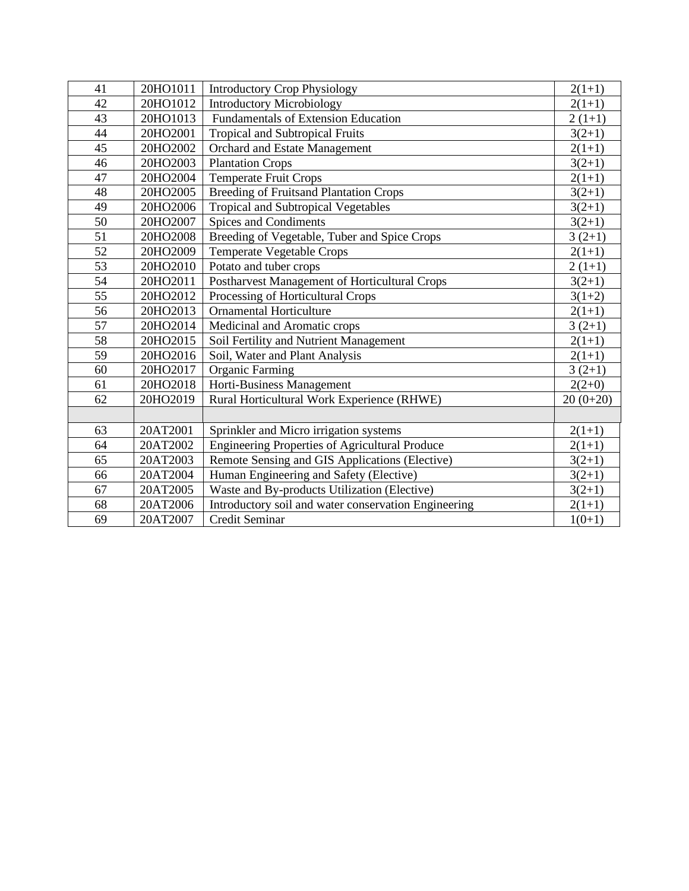| | | | |
|---|---|---|---|
| 41 | 20HO1011 | Introductory Crop Physiology | 2(1+1) |
| 42 | 20HO1012 | Introductory Microbiology | 2(1+1) |
| 43 | 20HO1013 | Fundamentals of Extension Education | 2 (1+1) |
| 44 | 20HO2001 | Tropical and Subtropical Fruits | 3(2+1) |
| 45 | 20HO2002 | Orchard and Estate Management | 2(1+1) |
| 46 | 20HO2003 | Plantation Crops | 3(2+1) |
| 47 | 20HO2004 | Temperate Fruit Crops | 2(1+1) |
| 48 | 20HO2005 | Breeding of Fruitsand Plantation Crops | 3(2+1) |
| 49 | 20HO2006 | Tropical and Subtropical Vegetables | 3(2+1) |
| 50 | 20HO2007 | Spices and Condiments | 3(2+1) |
| 51 | 20HO2008 | Breeding of Vegetable, Tuber and Spice Crops | 3 (2+1) |
| 52 | 20HO2009 | Temperate Vegetable Crops | 2(1+1) |
| 53 | 20HO2010 | Potato and tuber crops | 2 (1+1) |
| 54 | 20HO2011 | Postharvest Management of Horticultural Crops | 3(2+1) |
| 55 | 20HO2012 | Processing of Horticultural Crops | 3(1+2) |
| 56 | 20HO2013 | Ornamental Horticulture | 2(1+1) |
| 57 | 20HO2014 | Medicinal and Aromatic crops | 3 (2+1) |
| 58 | 20HO2015 | Soil Fertility and Nutrient Management | 2(1+1) |
| 59 | 20HO2016 | Soil, Water and Plant Analysis | 2(1+1) |
| 60 | 20HO2017 | Organic Farming | 3 (2+1) |
| 61 | 20HO2018 | Horti-Business Management | 2(2+0) |
| 62 | 20HO2019 | Rural Horticultural Work Experience (RHWE) | 20 (0+20) |
| | | | |
| 63 | 20AT2001 | Sprinkler and Micro irrigation systems | 2(1+1) |
| 64 | 20AT2002 | Engineering Properties of Agricultural Produce | 2(1+1) |
| 65 | 20AT2003 | Remote Sensing and GIS Applications (Elective) | 3(2+1) |
| 66 | 20AT2004 | Human Engineering and Safety (Elective) | 3(2+1) |
| 67 | 20AT2005 | Waste and By-products Utilization (Elective) | 3(2+1) |
| 68 | 20AT2006 | Introductory soil and water conservation Engineering | 2(1+1) |
| 69 | 20AT2007 | Credit Seminar | 1(0+1) |